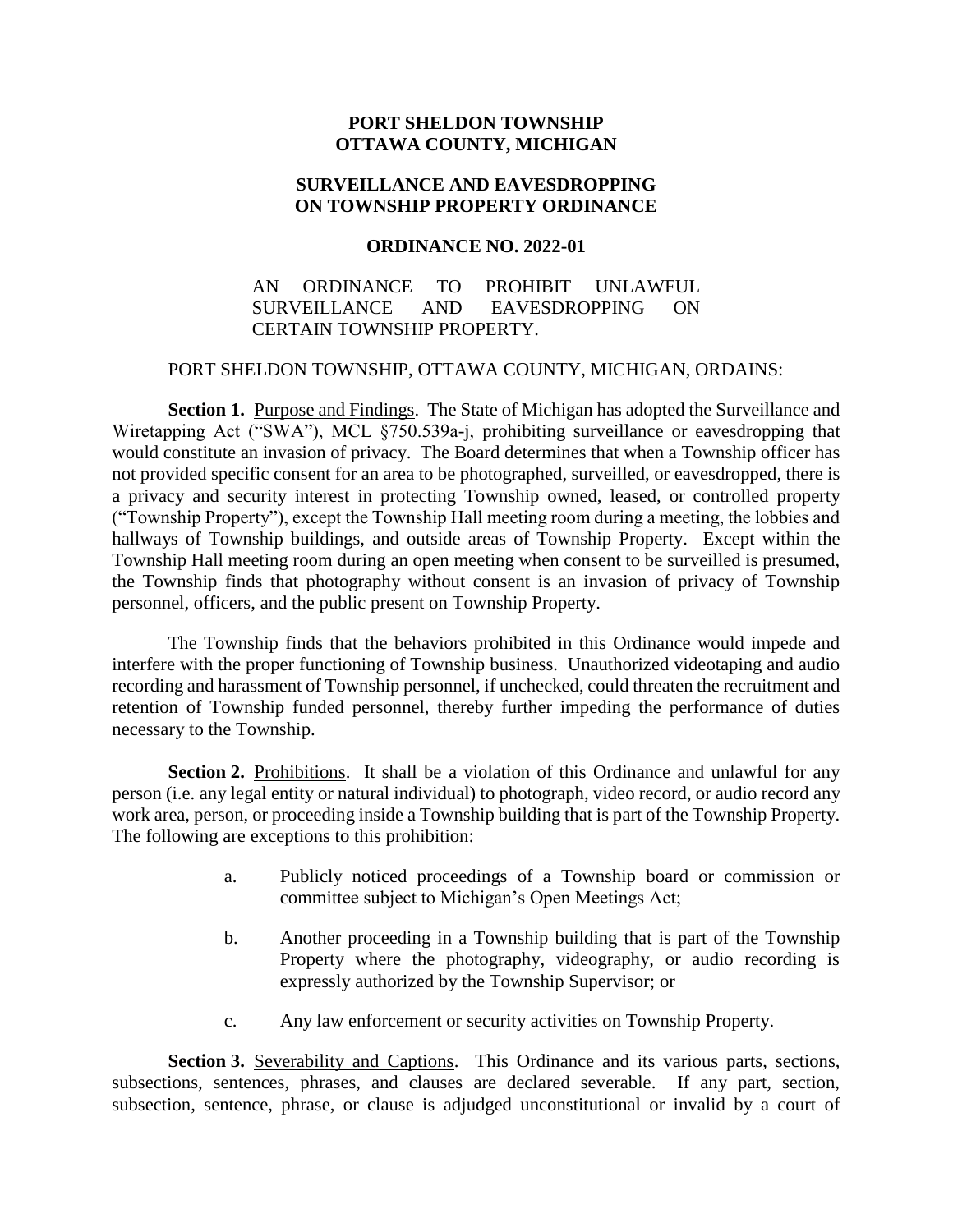**PORT SHELDON TOWNSHIP**
**OTTAWA COUNTY, MICHIGAN**

**SURVEILLANCE AND EAVESDROPPING ON TOWNSHIP PROPERTY ORDINANCE**

**ORDINANCE NO. 2022-01**

AN ORDINANCE TO PROHIBIT UNLAWFUL SURVEILLANCE AND EAVESDROPPING ON CERTAIN TOWNSHIP PROPERTY.

PORT SHELDON TOWNSHIP, OTTAWA COUNTY, MICHIGAN, ORDAINS:

**Section 1.** Purpose and Findings. The State of Michigan has adopted the Surveillance and Wiretapping Act ("SWA"), MCL §750.539a-j, prohibiting surveillance or eavesdropping that would constitute an invasion of privacy. The Board determines that when a Township officer has not provided specific consent for an area to be photographed, surveilled, or eavesdropped, there is a privacy and security interest in protecting Township owned, leased, or controlled property ("Township Property"), except the Township Hall meeting room during a meeting, the lobbies and hallways of Township buildings, and outside areas of Township Property. Except within the Township Hall meeting room during an open meeting when consent to be surveilled is presumed, the Township finds that photography without consent is an invasion of privacy of Township personnel, officers, and the public present on Township Property.

The Township finds that the behaviors prohibited in this Ordinance would impede and interfere with the proper functioning of Township business. Unauthorized videotaping and audio recording and harassment of Township personnel, if unchecked, could threaten the recruitment and retention of Township funded personnel, thereby further impeding the performance of duties necessary to the Township.

**Section 2.** Prohibitions. It shall be a violation of this Ordinance and unlawful for any person (i.e. any legal entity or natural individual) to photograph, video record, or audio record any work area, person, or proceeding inside a Township building that is part of the Township Property. The following are exceptions to this prohibition:

a. Publicly noticed proceedings of a Township board or commission or committee subject to Michigan's Open Meetings Act;

b. Another proceeding in a Township building that is part of the Township Property where the photography, videography, or audio recording is expressly authorized by the Township Supervisor; or

c. Any law enforcement or security activities on Township Property.

**Section 3.** Severability and Captions. This Ordinance and its various parts, sections, subsections, sentences, phrases, and clauses are declared severable. If any part, section, subsection, sentence, phrase, or clause is adjudged unconstitutional or invalid by a court of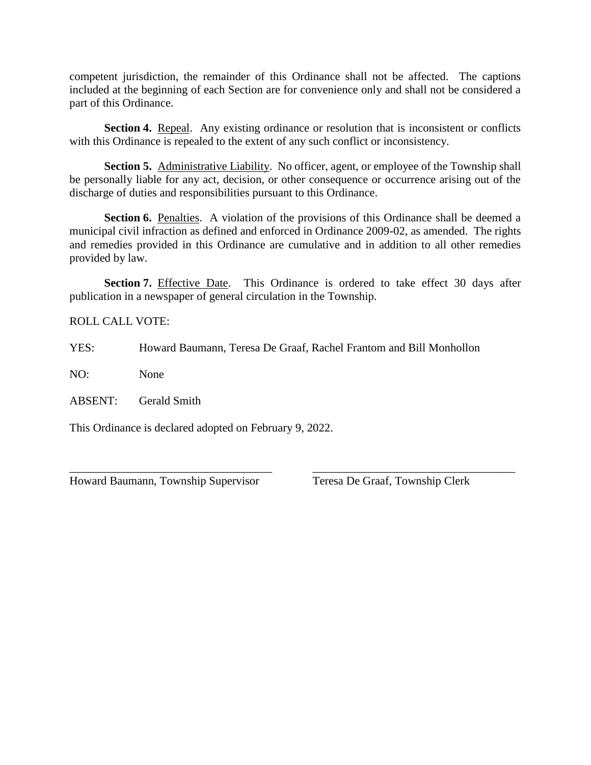competent jurisdiction, the remainder of this Ordinance shall not be affected. The captions included at the beginning of each Section are for convenience only and shall not be considered a part of this Ordinance.

**Section 4.** Repeal. Any existing ordinance or resolution that is inconsistent or conflicts with this Ordinance is repealed to the extent of any such conflict or inconsistency.

**Section 5.** Administrative Liability. No officer, agent, or employee of the Township shall be personally liable for any act, decision, or other consequence or occurrence arising out of the discharge of duties and responsibilities pursuant to this Ordinance.

**Section 6.** Penalties. A violation of the provisions of this Ordinance shall be deemed a municipal civil infraction as defined and enforced in Ordinance 2009-02, as amended. The rights and remedies provided in this Ordinance are cumulative and in addition to all other remedies provided by law.

**Section 7.** Effective Date. This Ordinance is ordered to take effect 30 days after publication in a newspaper of general circulation in the Township.

ROLL CALL VOTE:

YES: Howard Baumann, Teresa De Graaf, Rachel Frantom and Bill Monhollon

NO: None

ABSENT: Gerald Smith

This Ordinance is declared adopted on February 9, 2022.

____________________________________ Howard Baumann, Township Supervisor

____________________________________ Teresa De Graaf, Township Clerk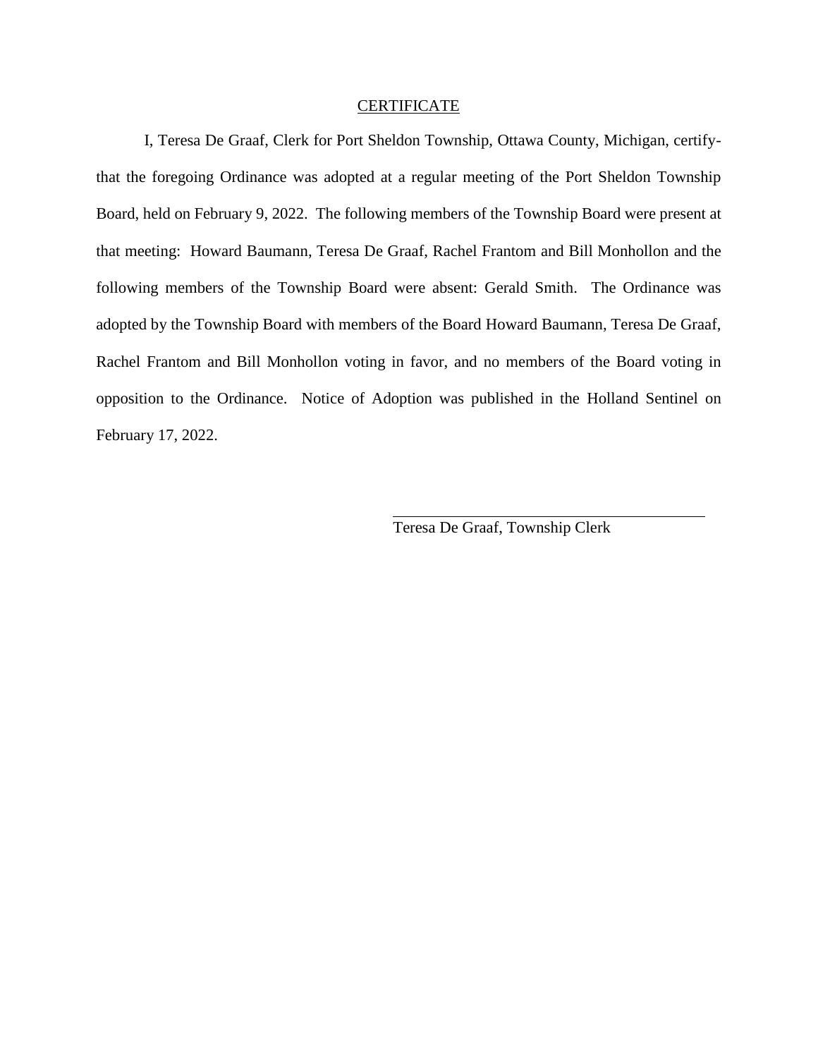# CERTIFICATE

I, Teresa De Graaf, Clerk for Port Sheldon Township, Ottawa County, Michigan, certify that the foregoing Ordinance was adopted at a regular meeting of the Port Sheldon Township Board, held on February 9, 2022. The following members of the Township Board were present at that meeting: Howard Baumann, Teresa De Graaf, Rachel Frantom and Bill Monhollon and the following members of the Township Board were absent: Gerald Smith. The Ordinance was adopted by the Township Board with members of the Board Howard Baumann, Teresa De Graaf, Rachel Frantom and Bill Monhollon voting in favor, and no members of the Board voting in opposition to the Ordinance. Notice of Adoption was published in the Holland Sentinel on February 17, 2022.

______________________________

Teresa De Graaf, Township Clerk